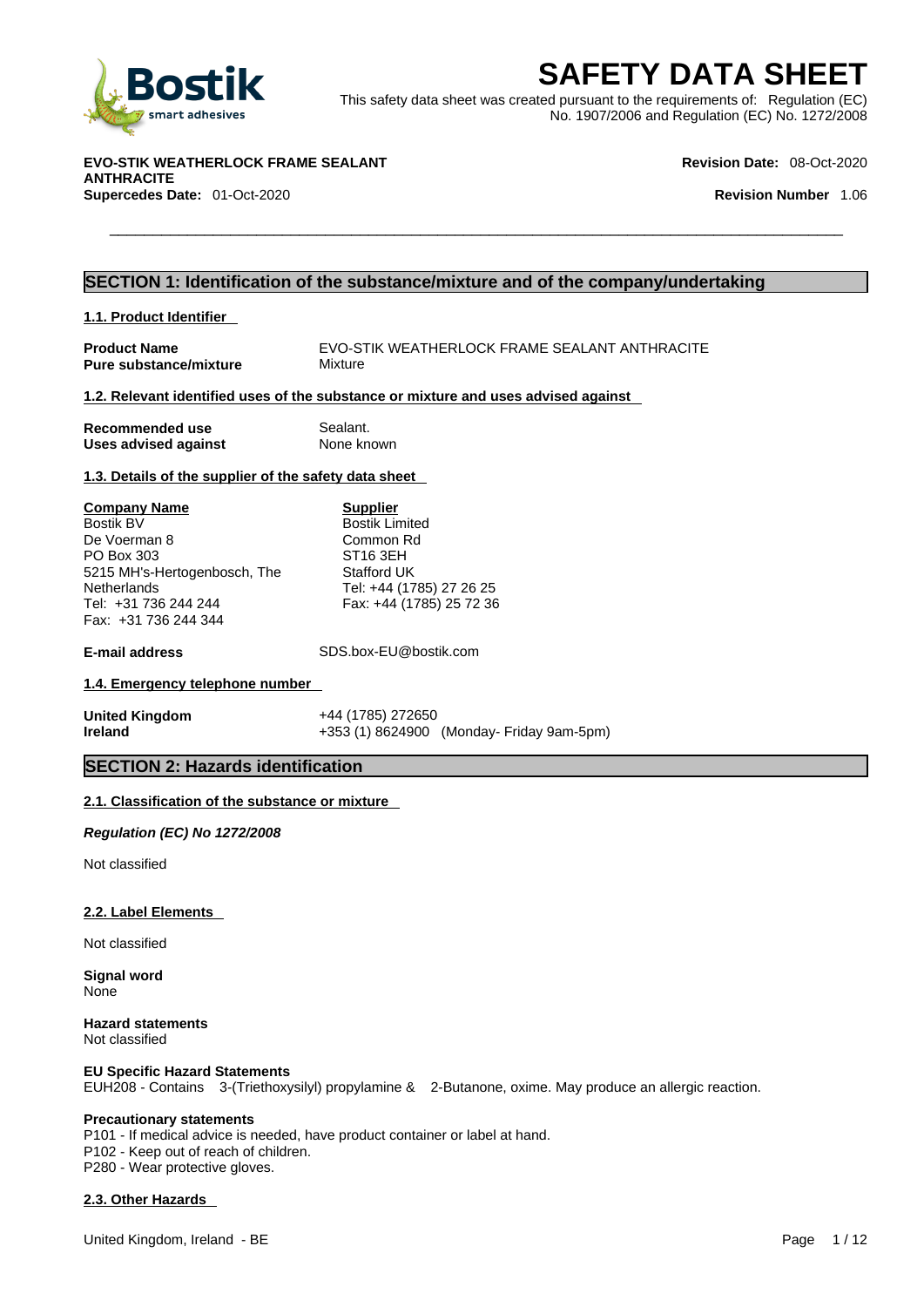# SAFETY DATA SHEET

This safety data sheet was created pursuant to the requirements of: Regulation (EC) No. 1907/2006 and Regulation (EC) No. 1272/2008

**EVO-STIK WEATHERLOCK FRAME SEALANT ANTHRACITE**
**Supercedes Date:** 01-Oct-2020

**Revision Date:** 08-Oct-2020
**Revision Number** 1.06

## SECTION 1: Identification of the substance/mixture and of the company/undertaking

### 1.1. Product Identifier

**Product Name** EVO-STIK WEATHERLOCK FRAME SEALANT ANTHRACITE
**Pure substance/mixture** Mixture

### 1.2. Relevant identified uses of the substance or mixture and uses advised against

**Recommended use** Sealant.
**Uses advised against** None known

### 1.3. Details of the supplier of the safety data sheet

**Company Name**
Bostik BV
De Voerman 8
PO Box 303
5215 MH's-Hertogenbosch, The Netherlands
Tel: +31 736 244 244
Fax: +31 736 244 344

**Supplier**
Bostik Limited
Common Rd
ST16 3EH
Stafford UK
Tel: +44 (1785) 27 26 25
Fax: +44 (1785) 25 72 36

**E-mail address** SDS.box-EU@bostik.com

### 1.4. Emergency telephone number

**United Kingdom** +44 (1785) 272650
**Ireland** +353 (1) 8624900 (Monday- Friday 9am-5pm)

## SECTION 2: Hazards identification

### 2.1. Classification of the substance or mixture

***Regulation (EC) No 1272/2008***

Not classified

### 2.2. Label Elements

Not classified

**Signal word**
None

**Hazard statements**
Not classified

**EU Specific Hazard Statements**
EUH208 - Contains 3-(Triethoxysilyl) propylamine & 2-Butanone, oxime. May produce an allergic reaction.

**Precautionary statements**
P101 - If medical advice is needed, have product container or label at hand.
P102 - Keep out of reach of children.
P280 - Wear protective gloves.

### 2.3. Other Hazards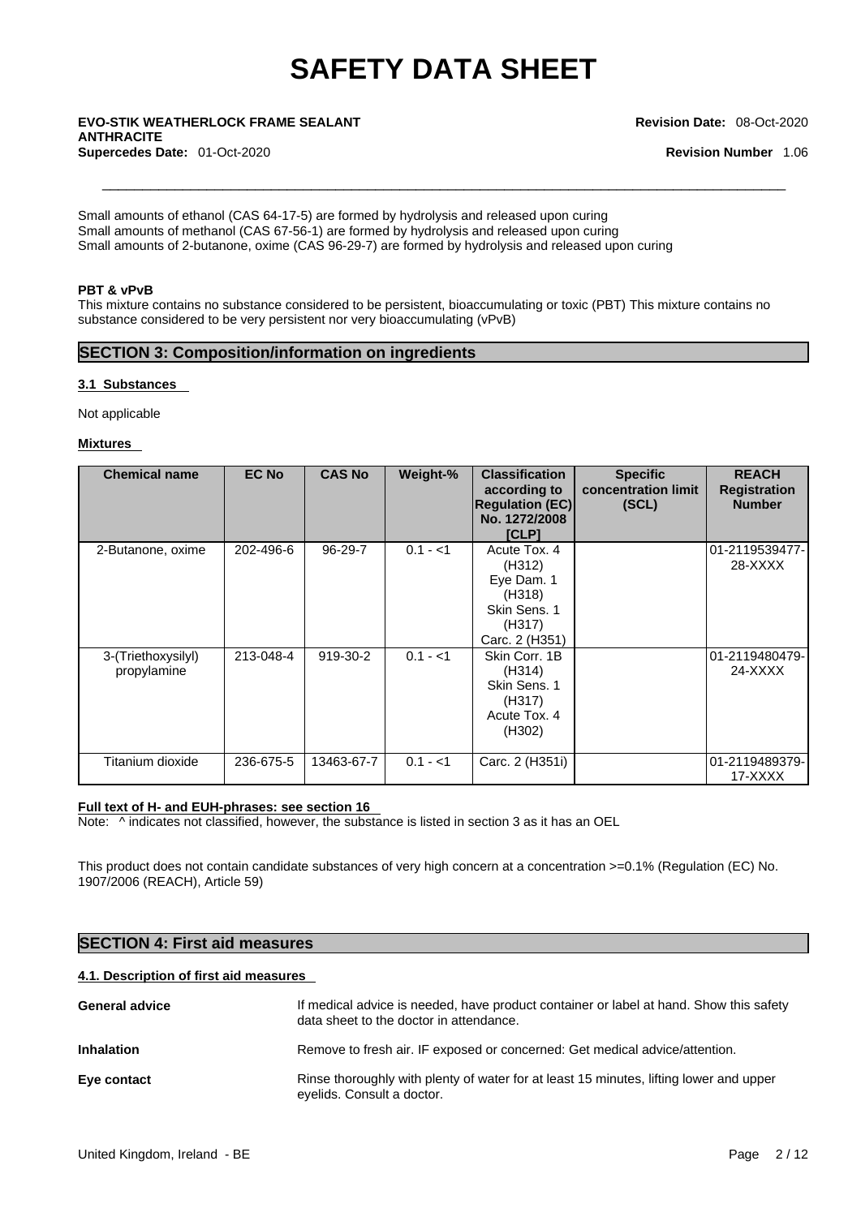Small amounts of ethanol (CAS 64-17-5) are formed by hydrolysis and released upon curing
Small amounts of methanol (CAS 67-56-1) are formed by hydrolysis and released upon curing
Small amounts of 2-butanone, oxime (CAS 96-29-7) are formed by hydrolysis and released upon curing

**PBT & vPvB**

This mixture contains no substance considered to be persistent, bioaccumulating or toxic (PBT) This mixture contains no substance considered to be very persistent nor very bioaccumulating (vPvB)

## SECTION 3: Composition/information on ingredients

### 3.1 Substances

Not applicable

### Mixtures

| Chemical name | EC No | CAS No | Weight-% | Classification according to Regulation (EC) No. 1272/2008 [CLP] | Specific concentration limit (SCL) | REACH Registration Number |
|---|---|---|---|---|---|---|
| 2-Butanone, oxime | 202-496-6 | 96-29-7 | 0.1 - <1 | Acute Tox. 4 (H312) Eye Dam. 1 (H318) Skin Sens. 1 (H317) Carc. 2 (H351) | | 01-2119539477-28-XXXX |
| 3-(Triethoxysilyl) propylamine | 213-048-4 | 919-30-2 | 0.1 - <1 | Skin Corr. 1B (H314) Skin Sens. 1 (H317) Acute Tox. 4 (H302) | | 01-2119480479-24-XXXX |
| Titanium dioxide | 236-675-5 | 13463-67-7 | 0.1 - <1 | Carc. 2 (H351i) | | 01-2119489379-17-XXXX |

**Full text of H- and EUH-phrases: see section 16**

Note: ^ indicates not classified, however, the substance is listed in section 3 as it has an OEL

This product does not contain candidate substances of very high concern at a concentration >=0.1% (Regulation (EC) No. 1907/2006 (REACH), Article 59)

## SECTION 4: First aid measures

### 4.1. Description of first aid measures

**General advice** If medical advice is needed, have product container or label at hand. Show this safety data sheet to the doctor in attendance.

**Inhalation** Remove to fresh air. IF exposed or concerned: Get medical advice/attention.

**Eye contact** Rinse thoroughly with plenty of water for at least 15 minutes, lifting lower and upper eyelids. Consult a doctor.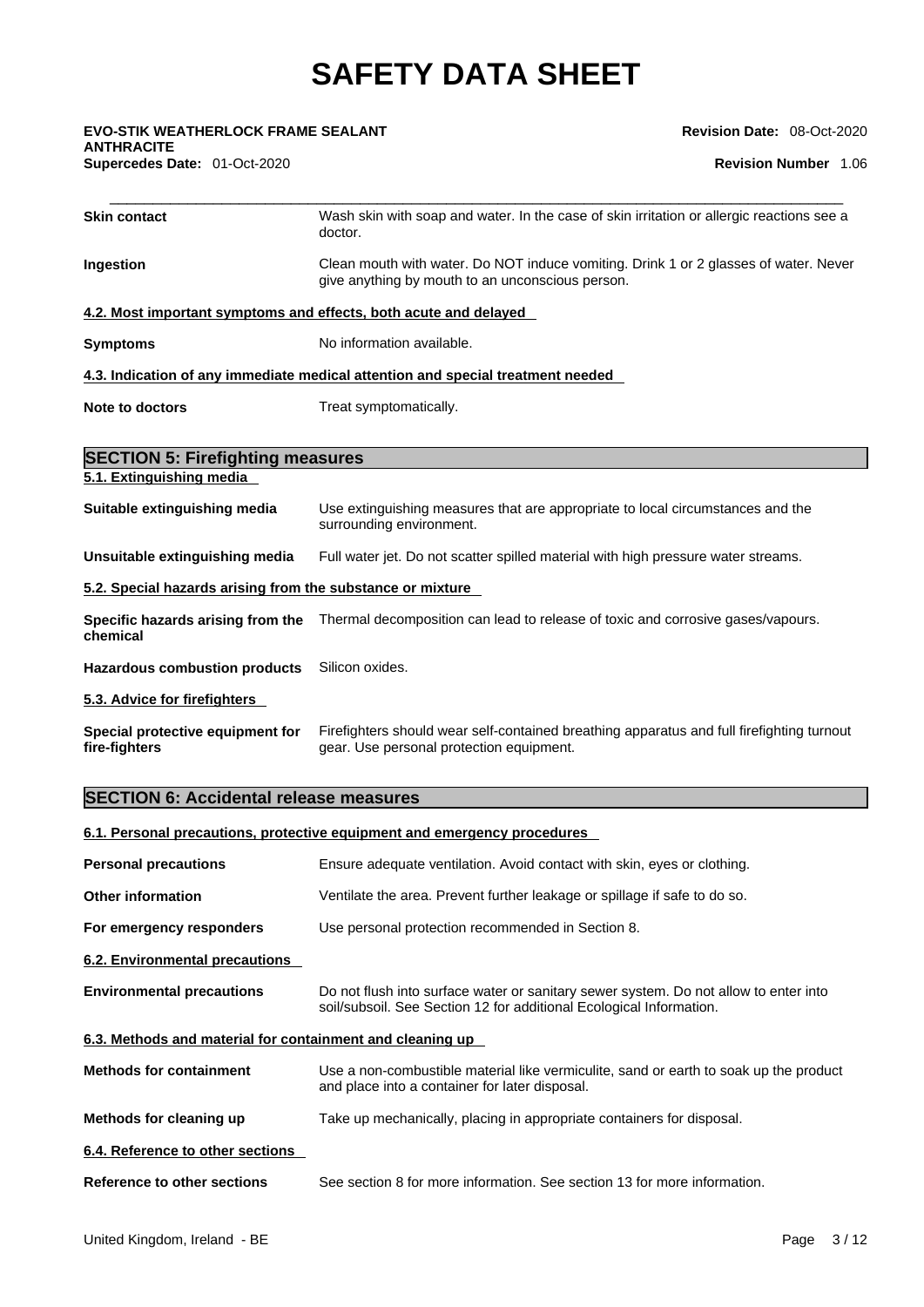| | |
|---|---|
| **Skin contact** | Wash skin with soap and water. In the case of skin irritation or allergic reactions see a doctor. |
| **Ingestion** | Clean mouth with water. Do NOT induce vomiting. Drink 1 or 2 glasses of water. Never give anything by mouth to an unconscious person. |

**4.2. Most important symptoms and effects, both acute and delayed**

| | |
|---|---|
| **Symptoms** | No information available. |

**4.3. Indication of any immediate medical attention and special treatment needed**

| | |
|---|---|
| **Note to doctors** | Treat symptomatically. |

## SECTION 5: Firefighting measures

**5.1. Extinguishing media**

| | |
|---|---|
| **Suitable extinguishing media** | Use extinguishing measures that are appropriate to local circumstances and the surrounding environment. |
| **Unsuitable extinguishing media** | Full water jet. Do not scatter spilled material with high pressure water streams. |

**5.2. Special hazards arising from the substance or mixture**

| | |
|---|---|
| **Specific hazards arising from the chemical** | Thermal decomposition can lead to release of toxic and corrosive gases/vapours. |
| **Hazardous combustion products** | Silicon oxides. |

**5.3. Advice for firefighters**

| | |
|---|---|
| **Special protective equipment for fire-fighters** | Firefighters should wear self-contained breathing apparatus and full firefighting turnout gear. Use personal protection equipment. |

## SECTION 6: Accidental release measures

**6.1. Personal precautions, protective equipment and emergency procedures**

| | |
|---|---|
| **Personal precautions** | Ensure adequate ventilation. Avoid contact with skin, eyes or clothing. |
| **Other information** | Ventilate the area. Prevent further leakage or spillage if safe to do so. |
| **For emergency responders** | Use personal protection recommended in Section 8. |

**6.2. Environmental precautions**

| | |
|---|---|
| **Environmental precautions** | Do not flush into surface water or sanitary sewer system. Do not allow to enter into soil/subsoil. See Section 12 for additional Ecological Information. |

**6.3. Methods and material for containment and cleaning up**

| | |
|---|---|
| **Methods for containment** | Use a non-combustible material like vermiculite, sand or earth to soak up the product and place into a container for later disposal. |
| **Methods for cleaning up** | Take up mechanically, placing in appropriate containers for disposal. |

**6.4. Reference to other sections**

| | |
|---|---|
| **Reference to other sections** | See section 8 for more information. See section 13 for more information. |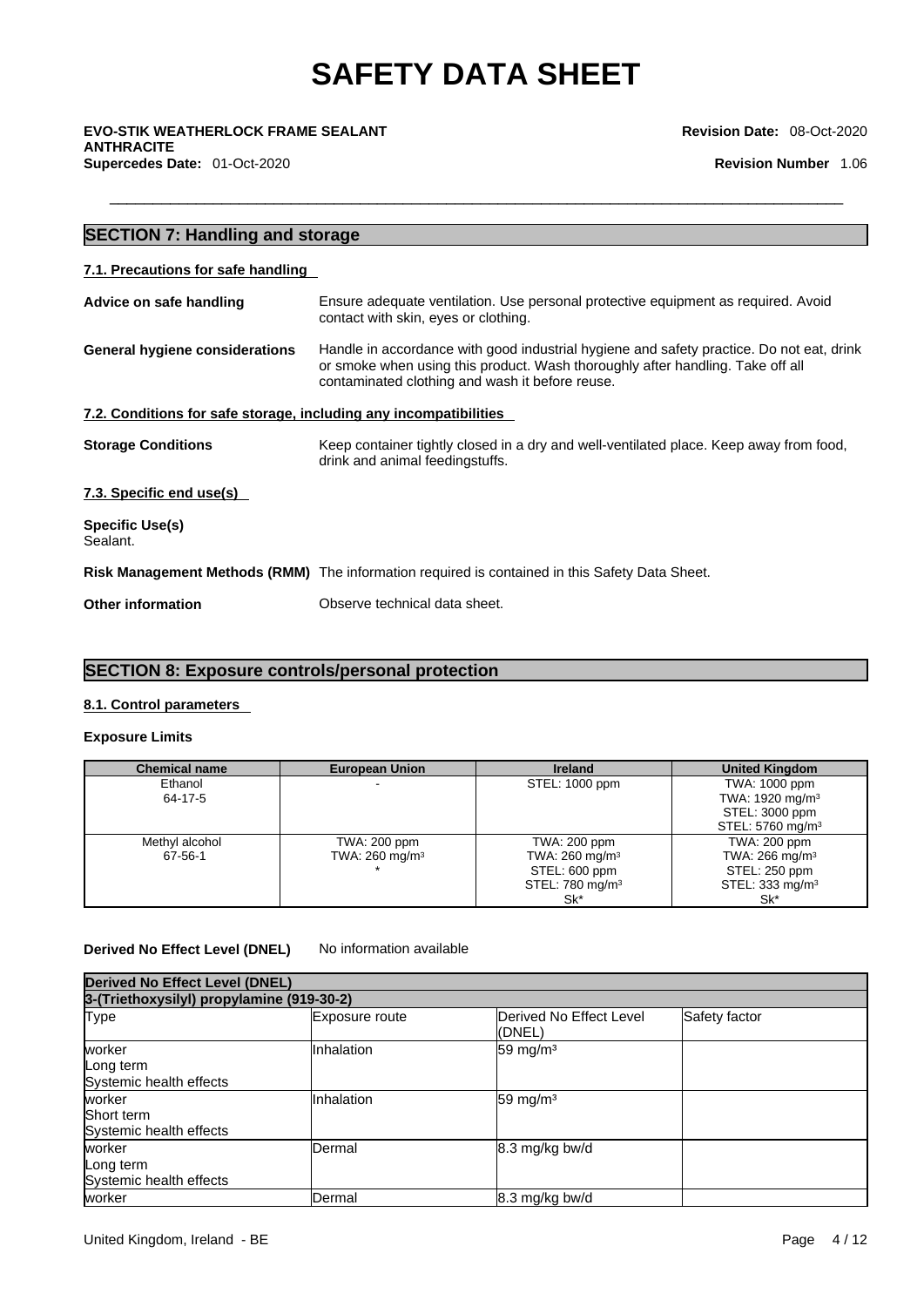## SECTION 7: Handling and storage

### 7.1. Precautions for safe handling

**Advice on safe handling** Ensure adequate ventilation. Use personal protective equipment as required. Avoid contact with skin, eyes or clothing.

**General hygiene considerations** Handle in accordance with good industrial hygiene and safety practice. Do not eat, drink or smoke when using this product. Wash thoroughly after handling. Take off all contaminated clothing and wash it before reuse.

### 7.2. Conditions for safe storage, including any incompatibilities

**Storage Conditions** Keep container tightly closed in a dry and well-ventilated place. Keep away from food, drink and animal feedingstuffs.

### 7.3. Specific end use(s)

**Specific Use(s)**
Sealant.

**Risk Management Methods (RMM)** The information required is contained in this Safety Data Sheet.

**Other information** Observe technical data sheet.

## SECTION 8: Exposure controls/personal protection

### 8.1. Control parameters

**Exposure Limits**

| Chemical name | European Union | Ireland | United Kingdom |
|---|---|---|---|
| Ethanol<br>64-17-5 | - | STEL: 1000 ppm | TWA: 1000 ppm<br>TWA: 1920 mg/m³<br>STEL: 3000 ppm<br>STEL: 5760 mg/m³ |
| Methyl alcohol<br>67-56-1 | TWA: 200 ppm<br>TWA: 260 mg/m³<br>* | TWA: 200 ppm<br>TWA: 260 mg/m³<br>STEL: 600 ppm<br>STEL: 780 mg/m³<br>Sk* | TWA: 200 ppm<br>TWA: 266 mg/m³<br>STEL: 250 ppm<br>STEL: 333 mg/m³<br>Sk* |

**Derived No Effect Level (DNEL)** No information available

| Derived No Effect Level (DNEL) | | | |
|---|---|---|---|
| 3-(Triethoxysilyl) propylamine (919-30-2) | | | |
| Type | Exposure route | Derived No Effect Level (DNEL) | Safety factor |
| worker<br>Long term<br>Systemic health effects | Inhalation | 59 mg/m³ | |
| worker<br>Short term<br>Systemic health effects | Inhalation | 59 mg/m³ | |
| worker<br>Long term<br>Systemic health effects | Dermal | 8.3 mg/kg bw/d | |
| worker | Dermal | 8.3 mg/kg bw/d | |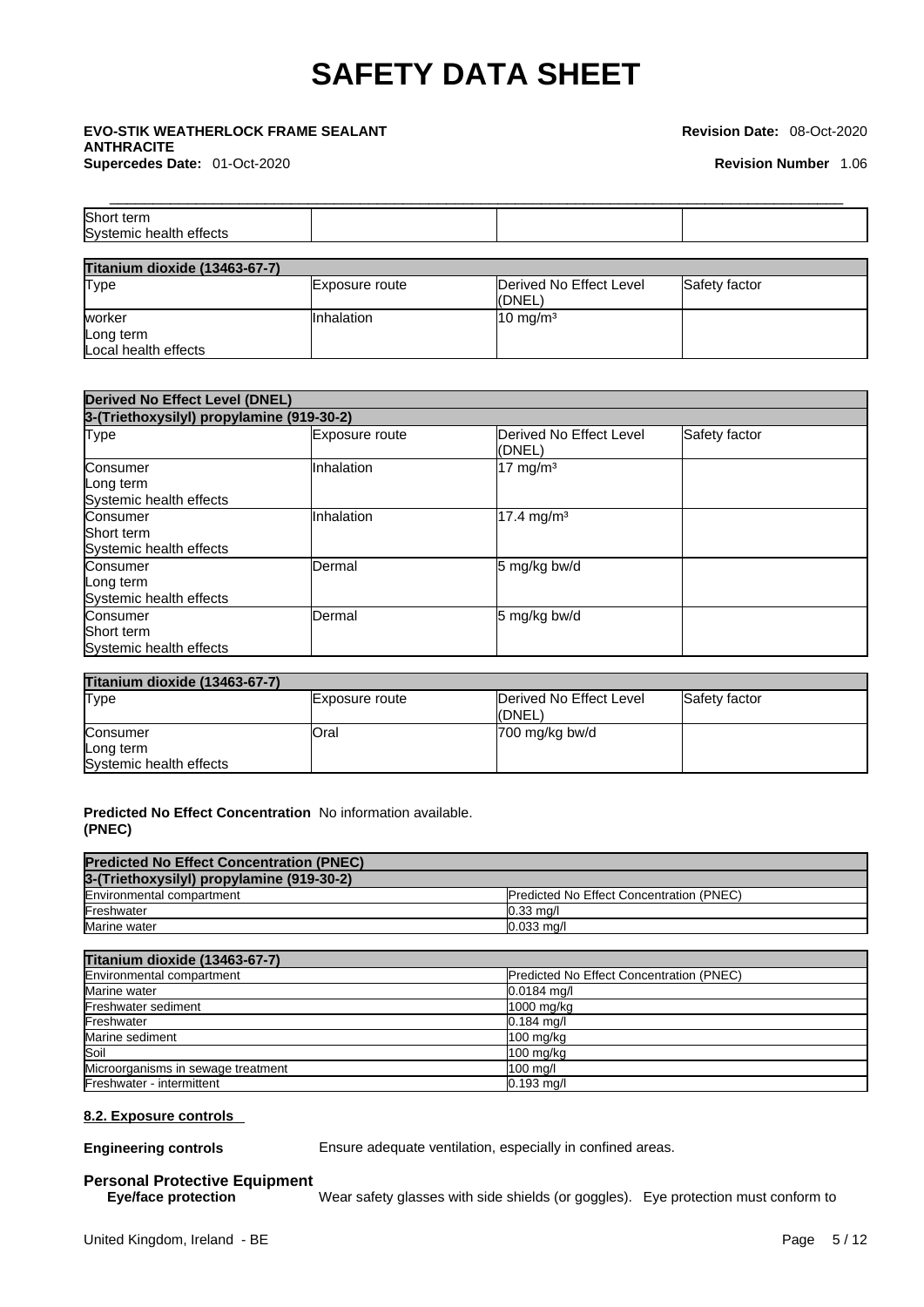| Short term<br>Systemic health effects | | | |
|---|---|---|---|

| Titanium dioxide (13463-67-7) | | | |
|---|---|---|---|
| Type | Exposure route | Derived No Effect Level (DNEL) | Safety factor |
| worker<br>Long term<br>Local health effects | Inhalation | 10 mg/m³ | |

| Derived No Effect Level (DNEL) | | | |
|---|---|---|---|
| 3-(Triethoxysilyl) propylamine (919-30-2) | | | |
| Type | Exposure route | Derived No Effect Level (DNEL) | Safety factor |
| Consumer<br>Long term<br>Systemic health effects | Inhalation | 17 mg/m³ | |
| Consumer<br>Short term<br>Systemic health effects | Inhalation | 17.4 mg/m³ | |
| Consumer<br>Long term<br>Systemic health effects | Dermal | 5 mg/kg bw/d | |
| Consumer<br>Short term<br>Systemic health effects | Dermal | 5 mg/kg bw/d | |

| Titanium dioxide (13463-67-7) | | | |
|---|---|---|---|
| Type | Exposure route | Derived No Effect Level (DNEL) | Safety factor |
| Consumer<br>Long term<br>Systemic health effects | Oral | 700 mg/kg bw/d | |

**Predicted No Effect Concentration (PNEC)** No information available.

| Predicted No Effect Concentration (PNEC) | |
|---|---|
| 3-(Triethoxysilyl) propylamine (919-30-2) | |
| Environmental compartment | Predicted No Effect Concentration (PNEC) |
| Freshwater | 0.33 mg/l |
| Marine water | 0.033 mg/l |

| Titanium dioxide (13463-67-7) | |
|---|---|
| Environmental compartment | Predicted No Effect Concentration (PNEC) |
| Marine water | 0.0184 mg/l |
| Freshwater sediment | 1000 mg/kg |
| Freshwater | 0.184 mg/l |
| Marine sediment | 100 mg/kg |
| Soil | 100 mg/kg |
| Microorganisms in sewage treatment | 100 mg/l |
| Freshwater - intermittent | 0.193 mg/l |

### 8.2. Exposure controls

**Engineering controls** Ensure adequate ventilation, especially in confined areas.

**Personal Protective Equipment**

**Eye/face protection** Wear safety glasses with side shields (or goggles). Eye protection must conform to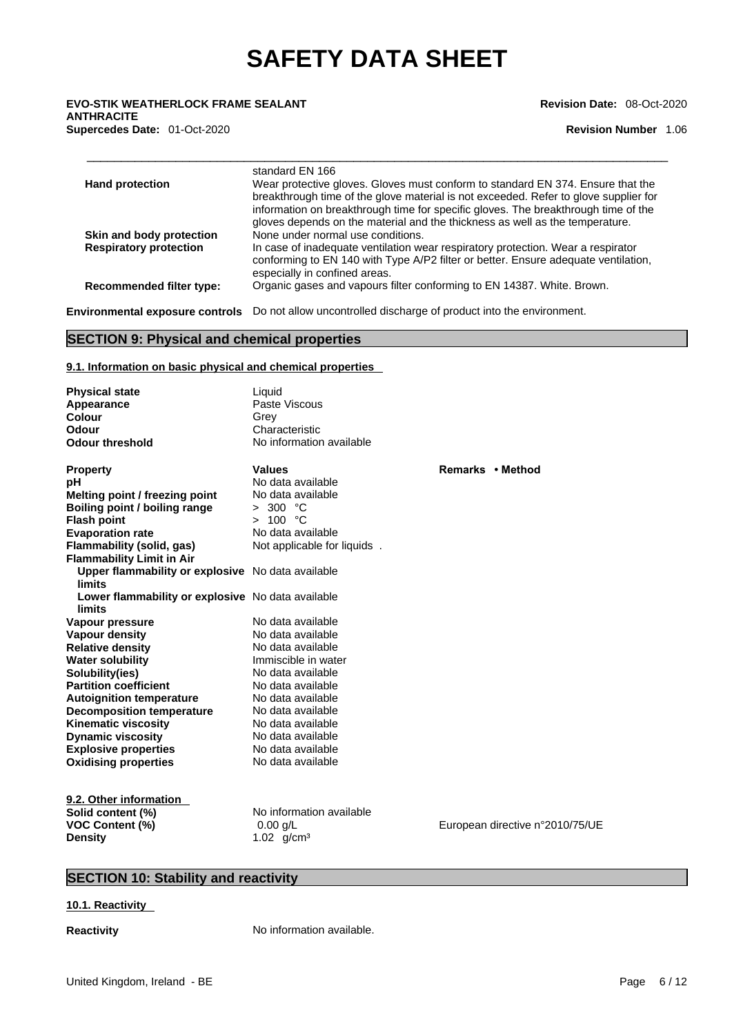| | |
|---|---|
| | standard EN 166 |
| **Hand protection** | Wear protective gloves. Gloves must conform to standard EN 374. Ensure that the breakthrough time of the glove material is not exceeded. Refer to glove supplier for information on breakthrough time for specific gloves. The breakthrough time of the gloves depends on the material and the thickness as well as the temperature. |
| **Skin and body protection** | None under normal use conditions. |
| **Respiratory protection** | In case of inadequate ventilation wear respiratory protection. Wear a respirator conforming to EN 140 with Type A/P2 filter or better. Ensure adequate ventilation, especially in confined areas. |
| **Recommended filter type:** | Organic gases and vapours filter conforming to EN 14387. White. Brown. |

**Environmental exposure controls** Do not allow uncontrolled discharge of product into the environment.

## SECTION 9: Physical and chemical properties

### 9.1. Information on basic physical and chemical properties

| | |
|---|---|
| **Physical state** | Liquid |
| **Appearance** | Paste Viscous |
| **Colour** | Grey |
| **Odour** | Characteristic |
| **Odour threshold** | No information available |

| **Property** | **Values** | **Remarks • Method** |
|---|---|---|
| **pH** | No data available | |
| **Melting point / freezing point** | No data available | |
| **Boiling point / boiling range** | > 300 °C | |
| **Flash point** | > 100 °C | |
| **Evaporation rate** | No data available | |
| **Flammability (solid, gas)** | Not applicable for liquids . | |
| **Flammability Limit in Air** | | |
| **Upper flammability or explosive limits** | No data available | |
| **Lower flammability or explosive limits** | No data available | |
| **Vapour pressure** | No data available | |
| **Vapour density** | No data available | |
| **Relative density** | No data available | |
| **Water solubility** | Immiscible in water | |
| **Solubility(ies)** | No data available | |
| **Partition coefficient** | No data available | |
| **Autoignition temperature** | No data available | |
| **Decomposition temperature** | No data available | |
| **Kinematic viscosity** | No data available | |
| **Dynamic viscosity** | No data available | |
| **Explosive properties** | No data available | |
| **Oxidising properties** | No data available | |

### 9.2. Other information

| | | |
|---|---|---|
| **Solid content (%)** | No information available | |
| **VOC Content (%)** | 0.00 g/L | European directive n°2010/75/UE |
| **Density** | 1.02 g/cm³ | |

## SECTION 10: Stability and reactivity

### 10.1. Reactivity

**Reactivity** No information available.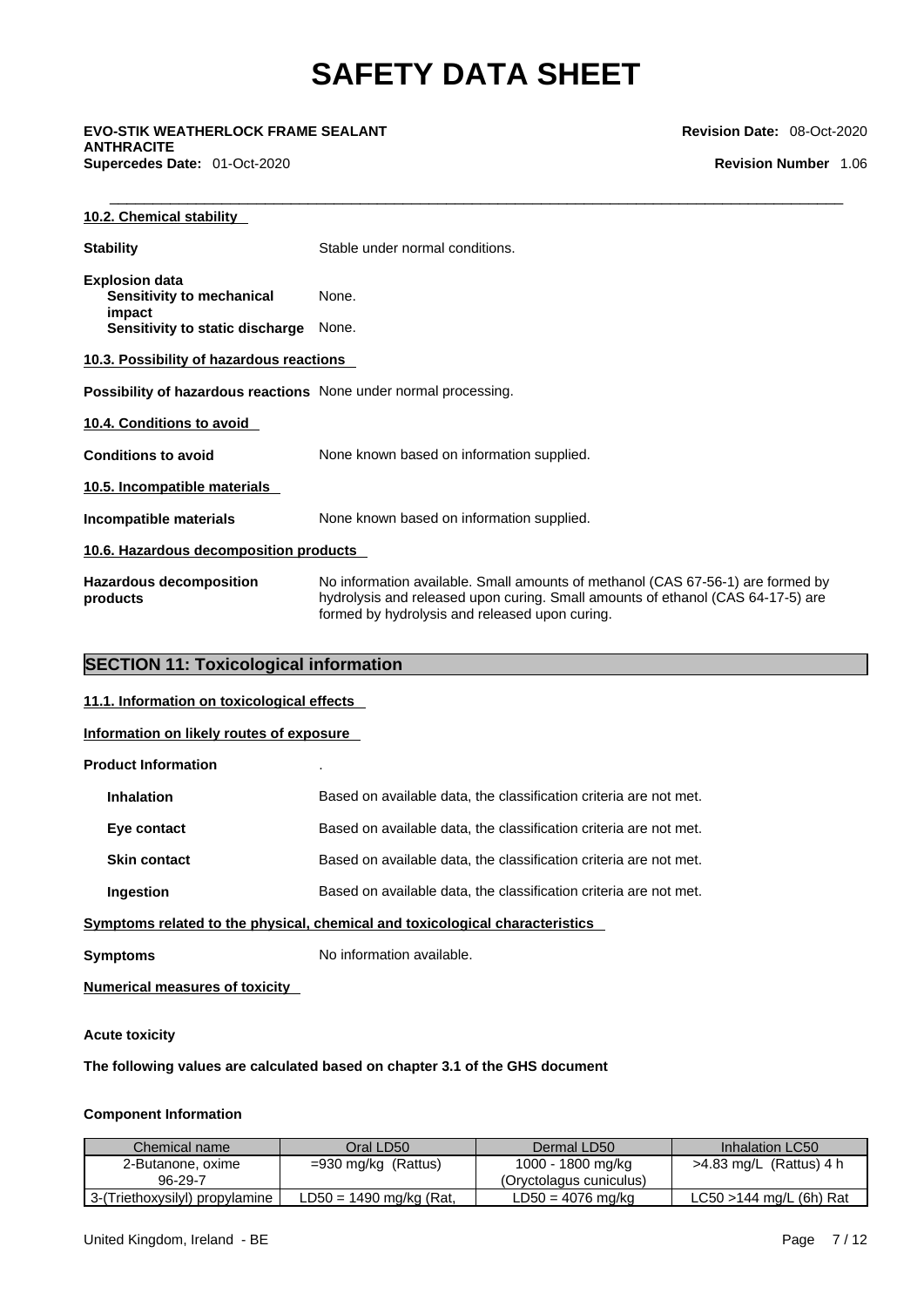### 10.2. Chemical stability

**Stability** Stable under normal conditions.

**Explosion data**

**Sensitivity to mechanical impact** None.

**Sensitivity to static discharge** None.

### 10.3. Possibility of hazardous reactions

**Possibility of hazardous reactions** None under normal processing.

### 10.4. Conditions to avoid

**Conditions to avoid** None known based on information supplied.

### 10.5. Incompatible materials

**Incompatible materials** None known based on information supplied.

### 10.6. Hazardous decomposition products

**Hazardous decomposition products** No information available. Small amounts of methanol (CAS 67-56-1) are formed by hydrolysis and released upon curing. Small amounts of ethanol (CAS 64-17-5) are formed by hydrolysis and released upon curing.

## SECTION 11: Toxicological information

### 11.1. Information on toxicological effects

**Information on likely routes of exposure**

**Product Information** .

**Inhalation** Based on available data, the classification criteria are not met.

**Eye contact** Based on available data, the classification criteria are not met.

**Skin contact** Based on available data, the classification criteria are not met.

**Ingestion** Based on available data, the classification criteria are not met.

**Symptoms related to the physical, chemical and toxicological characteristics**

**Symptoms** No information available.

**Numerical measures of toxicity**

**Acute toxicity**

**The following values are calculated based on chapter 3.1 of the GHS document**

**Component Information**

| Chemical name | Oral LD50 | Dermal LD50 | Inhalation LC50 |
|---|---|---|---|
| 2-Butanone, oxime 96-29-7 | =930 mg/kg (Rattus) | 1000 - 1800 mg/kg (Oryctolagus cuniculus) | >4.83 mg/L (Rattus) 4 h |
| 3-(Triethoxysilyl) propylamine | LD50 = 1490 mg/kg (Rat, | LD50 = 4076 mg/kg | LC50 >144 mg/L (6h) Rat |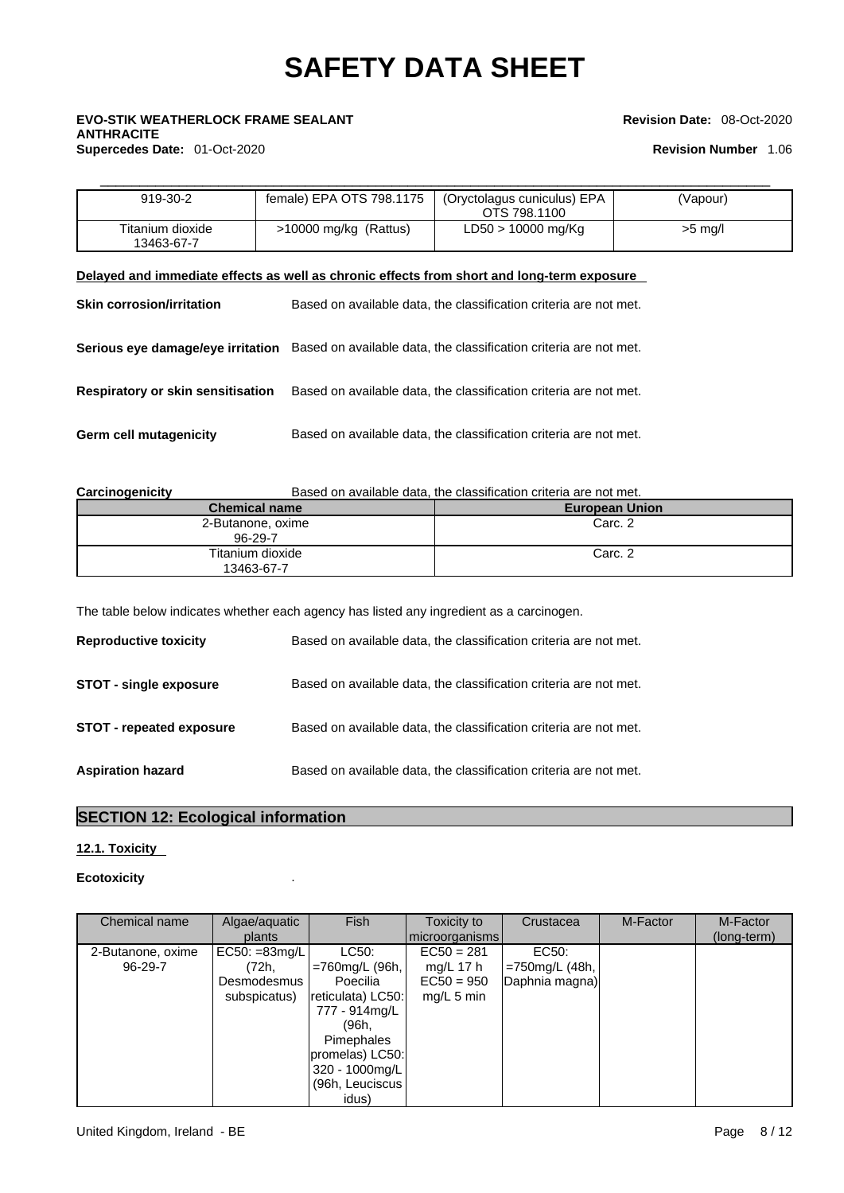| 919-30-2 | female) EPA OTS 798.1175 | (Oryctolagus cuniculus) EPA OTS 798.1100 | (Vapour) |
|---|---|---|---|
| Titanium dioxide 13463-67-7 | >10000 mg/kg (Rattus) | LD50 > 10000 mg/Kg | >5 mg/l |

**Delayed and immediate effects as well as chronic effects from short and long-term exposure**

**Skin corrosion/irritation** Based on available data, the classification criteria are not met.

**Serious eye damage/eye irritation** Based on available data, the classification criteria are not met.

**Respiratory or skin sensitisation** Based on available data, the classification criteria are not met.

**Germ cell mutagenicity** Based on available data, the classification criteria are not met.

**Carcinogenicity** Based on available data, the classification criteria are not met.

| Chemical name | European Union |
|---|---|
| 2-Butanone, oxime 96-29-7 | Carc. 2 |
| Titanium dioxide 13463-67-7 | Carc. 2 |

The table below indicates whether each agency has listed any ingredient as a carcinogen.

**Reproductive toxicity** Based on available data, the classification criteria are not met.

**STOT - single exposure** Based on available data, the classification criteria are not met.

**STOT - repeated exposure** Based on available data, the classification criteria are not met.

**Aspiration hazard** Based on available data, the classification criteria are not met.

## SECTION 12: Ecological information

### 12.1. Toxicity

**Ecotoxicity** .

| Chemical name | Algae/aquatic plants | Fish | Toxicity to microorganisms | Crustacea | M-Factor | M-Factor (long-term) |
|---|---|---|---|---|---|---|
| 2-Butanone, oxime 96-29-7 | EC50: =83mg/L (72h, Desmodesmus subspicatus) | LC50: =760mg/L (96h, Poecilia reticulata) LC50: 777 - 914mg/L (96h, Pimephales promelas) LC50: 320 - 1000mg/L (96h, Leuciscus idus) | EC50 = 281 mg/L 17 h EC50 = 950 mg/L 5 min | EC50: =750mg/L (48h, Daphnia magna) | | |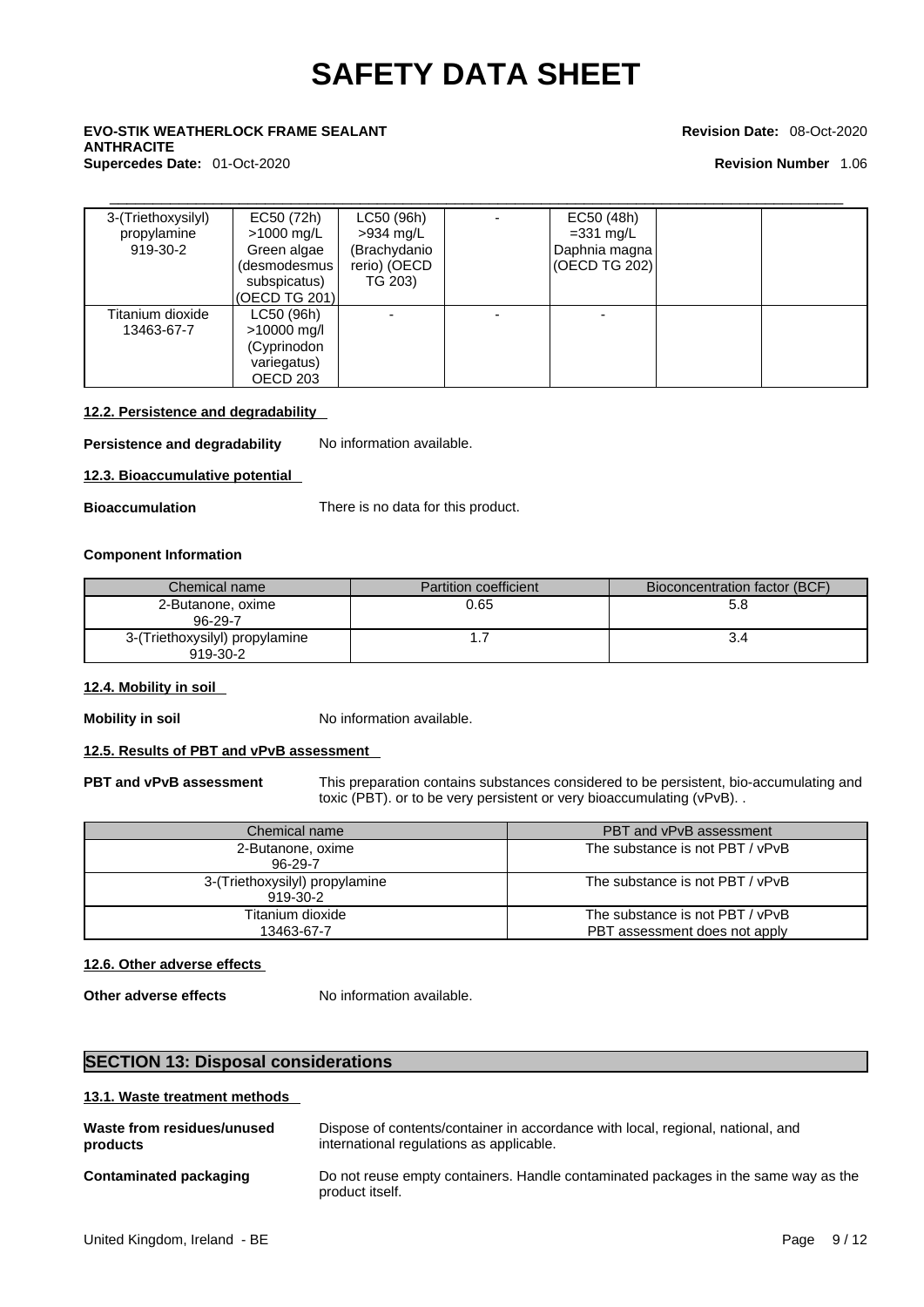| 3-(Triethoxysilyl) propylamine 919-30-2 | EC50 (72h) >1000 mg/L Green algae (desmodesmus subspicatus) (OECD TG 201) | LC50 (96h) >934 mg/L (Brachydanio rerio) (OECD TG 203) | - | EC50 (48h) =331 mg/L Daphnia magna (OECD TG 202) | | |
|---|---|---|---|---|---|---|
| Titanium dioxide 13463-67-7 | LC50 (96h) >10000 mg/l (Cyprinodon variegatus) OECD 203 | - | - | - | | |

#### 12.2. Persistence and degradability

**Persistence and degradability** No information available.

#### 12.3. Bioaccumulative potential

**Bioaccumulation** There is no data for this product.

**Component Information**

| Chemical name | Partition coefficient | Bioconcentration factor (BCF) |
|---|---|---|
| 2-Butanone, oxime 96-29-7 | 0.65 | 5.8 |
| 3-(Triethoxysilyl) propylamine 919-30-2 | 1.7 | 3.4 |

#### 12.4. Mobility in soil

**Mobility in soil** No information available.

#### 12.5. Results of PBT and vPvB assessment

**PBT and vPvB assessment** This preparation contains substances considered to be persistent, bio-accumulating and toxic (PBT). or to be very persistent or very bioaccumulating (vPvB). .

| Chemical name | PBT and vPvB assessment |
|---|---|
| 2-Butanone, oxime 96-29-7 | The substance is not PBT / vPvB |
| 3-(Triethoxysilyl) propylamine 919-30-2 | The substance is not PBT / vPvB |
| Titanium dioxide 13463-67-7 | The substance is not PBT / vPvB PBT assessment does not apply |

#### 12.6. Other adverse effects

**Other adverse effects** No information available.

## SECTION 13: Disposal considerations

#### 13.1. Waste treatment methods

**Waste from residues/unused products** Dispose of contents/container in accordance with local, regional, national, and international regulations as applicable.

**Contaminated packaging** Do not reuse empty containers. Handle contaminated packages in the same way as the product itself.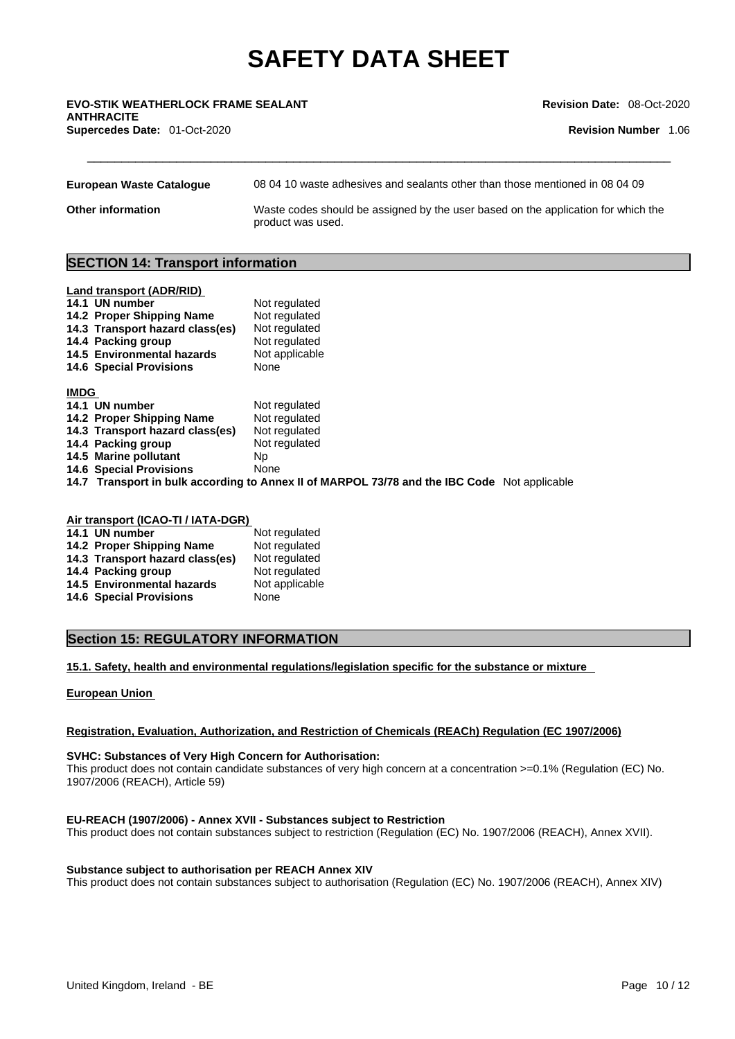| | |
|---|---|
| **European Waste Catalogue** | 08 04 10 waste adhesives and sealants other than those mentioned in 08 04 09 |
| **Other information** | Waste codes should be assigned by the user based on the application for which the product was used. |

## SECTION 14: Transport information

**Land transport (ADR/RID)**

| | |
|---|---|
| **14.1 UN number** | Not regulated |
| **14.2 Proper Shipping Name** | Not regulated |
| **14.3 Transport hazard class(es)** | Not regulated |
| **14.4 Packing group** | Not regulated |
| **14.5 Environmental hazards** | Not applicable |
| **14.6 Special Provisions** | None |

**IMDG**

| | |
|---|---|
| **14.1 UN number** | Not regulated |
| **14.2 Proper Shipping Name** | Not regulated |
| **14.3 Transport hazard class(es)** | Not regulated |
| **14.4 Packing group** | Not regulated |
| **14.5 Marine pollutant** | Np |
| **14.6 Special Provisions** | None |

**14.7 Transport in bulk according to Annex II of MARPOL 73/78 and the IBC Code** Not applicable

**Air transport (ICAO-TI / IATA-DGR)**

| | |
|---|---|
| **14.1 UN number** | Not regulated |
| **14.2 Proper Shipping Name** | Not regulated |
| **14.3 Transport hazard class(es)** | Not regulated |
| **14.4 Packing group** | Not regulated |
| **14.5 Environmental hazards** | Not applicable |
| **14.6 Special Provisions** | None |

## Section 15: REGULATORY INFORMATION

**15.1. Safety, health and environmental regulations/legislation specific for the substance or mixture**

**European Union**

**Registration, Evaluation, Authorization, and Restriction of Chemicals (REACh) Regulation (EC 1907/2006)**

**SVHC: Substances of Very High Concern for Authorisation:**
This product does not contain candidate substances of very high concern at a concentration >=0.1% (Regulation (EC) No. 1907/2006 (REACH), Article 59)

**EU-REACH (1907/2006) - Annex XVII - Substances subject to Restriction**
This product does not contain substances subject to restriction (Regulation (EC) No. 1907/2006 (REACH), Annex XVII).

**Substance subject to authorisation per REACH Annex XIV**
This product does not contain substances subject to authorisation (Regulation (EC) No. 1907/2006 (REACH), Annex XIV)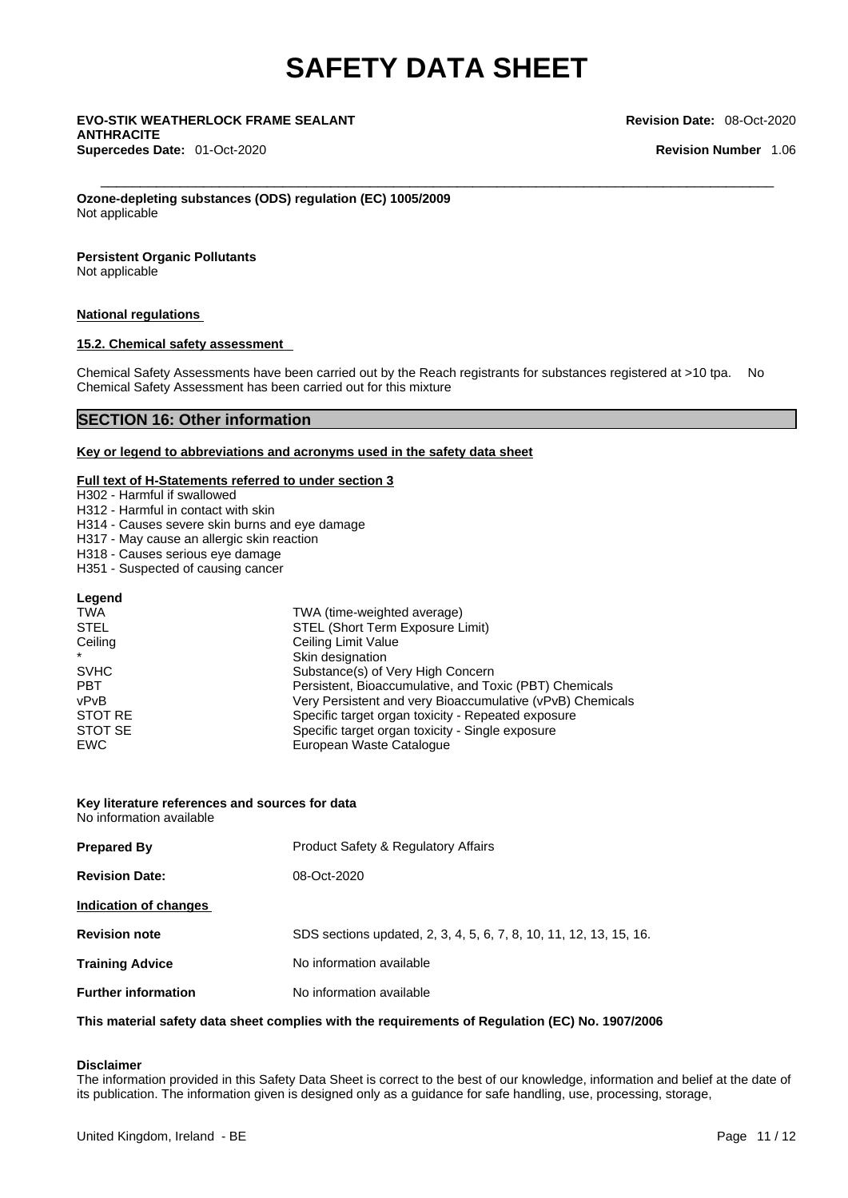**Ozone-depleting substances (ODS) regulation (EC) 1005/2009**
Not applicable

**Persistent Organic Pollutants**
Not applicable

**National regulations**

**15.2. Chemical safety assessment**

Chemical Safety Assessments have been carried out by the Reach registrants for substances registered at >10 tpa. No Chemical Safety Assessment has been carried out for this mixture

## SECTION 16: Other information

**Key or legend to abbreviations and acronyms used in the safety data sheet**

**Full text of H-Statements referred to under section 3**

H302 - Harmful if swallowed
H312 - Harmful in contact with skin
H314 - Causes severe skin burns and eye damage
H317 - May cause an allergic skin reaction
H318 - Causes serious eye damage
H351 - Suspected of causing cancer

**Legend**

| | |
|---|---|
| TWA | TWA (time-weighted average) |
| STEL | STEL (Short Term Exposure Limit) |
| Ceiling | Ceiling Limit Value |
| * | Skin designation |
| SVHC | Substance(s) of Very High Concern |
| PBT | Persistent, Bioaccumulative, and Toxic (PBT) Chemicals |
| vPvB | Very Persistent and very Bioaccumulative (vPvB) Chemicals |
| STOT RE | Specific target organ toxicity - Repeated exposure |
| STOT SE | Specific target organ toxicity - Single exposure |
| EWC | European Waste Catalogue |

**Key literature references and sources for data**
No information available

**Prepared By** Product Safety & Regulatory Affairs

**Revision Date:** 08-Oct-2020

**Indication of changes**

**Revision note** SDS sections updated, 2, 3, 4, 5, 6, 7, 8, 10, 11, 12, 13, 15, 16.

**Training Advice** No information available

**Further information** No information available

**This material safety data sheet complies with the requirements of Regulation (EC) No. 1907/2006**

**Disclaimer**
The information provided in this Safety Data Sheet is correct to the best of our knowledge, information and belief at the date of its publication. The information given is designed only as a guidance for safe handling, use, processing, storage,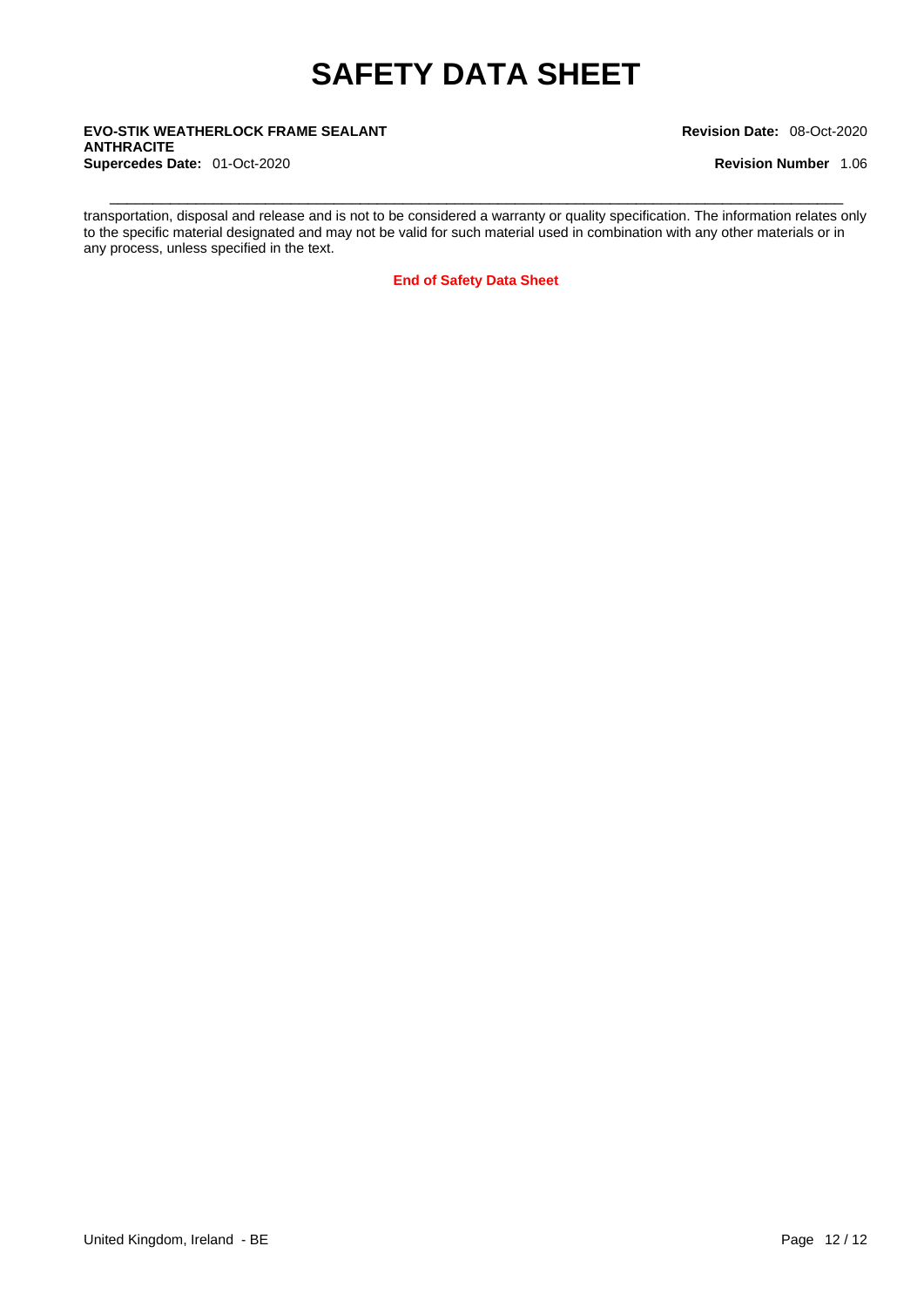transportation, disposal and release and is not to be considered a warranty or quality specification. The information relates only to the specific material designated and may not be valid for such material used in combination with any other materials or in any process, unless specified in the text.

**End of Safety Data Sheet**